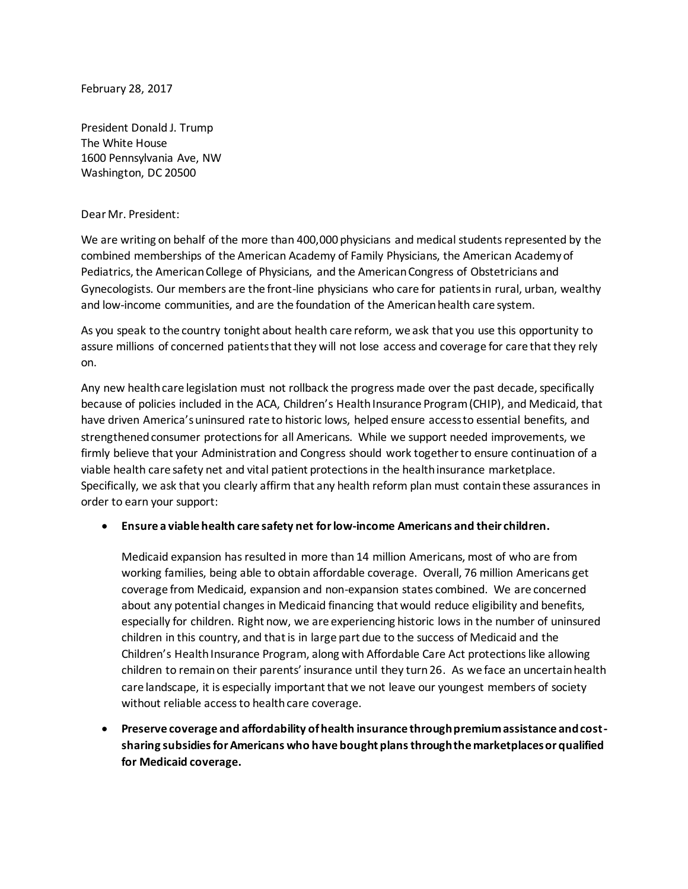February 28, 2017

President Donald J. Trump
The White House
1600 Pennsylvania Ave, NW
Washington, DC 20500

Dear Mr. President:

We are writing on behalf of the more than 400,000 physicians and medical students represented by the combined memberships of the American Academy of Family Physicians, the American Academy of Pediatrics, the American College of Physicians, and the American Congress of Obstetricians and Gynecologists. Our members are the front-line physicians who care for patients in rural, urban, wealthy and low-income communities, and are the foundation of the American health care system.

As you speak to the country tonight about health care reform, we ask that you use this opportunity to assure millions of concerned patients that they will not lose access and coverage for care that they rely on.

Any new health care legislation must not rollback the progress made over the past decade, specifically because of policies included in the ACA, Children's Health Insurance Program (CHIP), and Medicaid, that have driven America's uninsured rate to historic lows, helped ensure access to essential benefits, and strengthened consumer protections for all Americans. While we support needed improvements, we firmly believe that your Administration and Congress should work together to ensure continuation of a viable health care safety net and vital patient protections in the health insurance marketplace. Specifically, we ask that you clearly affirm that any health reform plan must contain these assurances in order to earn your support:

- **Ensure a viable health care safety net for low-income Americans and their children.**

  Medicaid expansion has resulted in more than 14 million Americans, most of who are from working families, being able to obtain affordable coverage. Overall, 76 million Americans get coverage from Medicaid, expansion and non-expansion states combined. We are concerned about any potential changes in Medicaid financing that would reduce eligibility and benefits, especially for children. Right now, we are experiencing historic lows in the number of uninsured children in this country, and that is in large part due to the success of Medicaid and the Children's Health Insurance Program, along with Affordable Care Act protections like allowing children to remain on their parents' insurance until they turn 26. As we face an uncertain health care landscape, it is especially important that we not leave our youngest members of society without reliable access to health care coverage.

- **Preserve coverage and affordability of health insurance through premium assistance and cost-sharing subsidies for Americans who have bought plans through the marketplaces or qualified for Medicaid coverage.**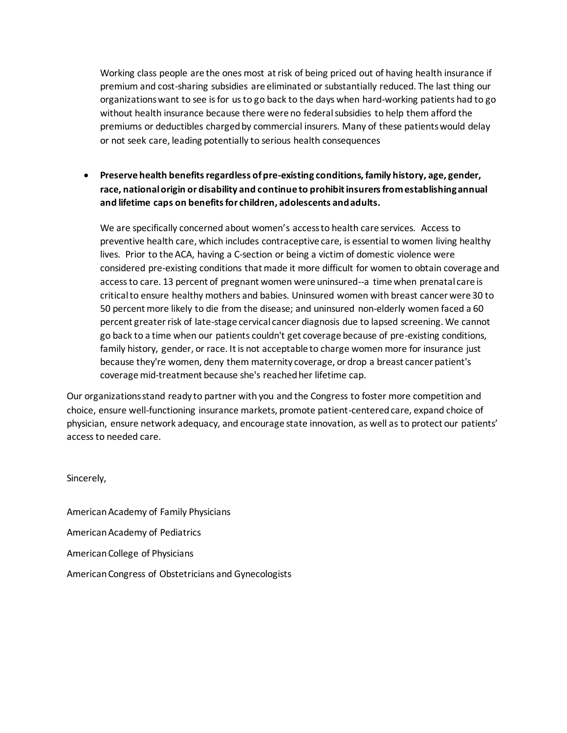Working class people are the ones most at risk of being priced out of having health insurance if premium and cost-sharing subsidies are eliminated or substantially reduced. The last thing our organizations want to see is for us to go back to the days when hard-working patients had to go without health insurance because there were no federal subsidies to help them afford the premiums or deductibles charged by commercial insurers. Many of these patients would delay or not seek care, leading potentially to serious health consequences

- **Preserve health benefits regardless of pre-existing conditions, family history, age, gender, race, national origin or disability and continue to prohibit insurers from establishing annual and lifetime caps on benefits for children, adolescents and adults.**

  We are specifically concerned about women's access to health care services. Access to preventive health care, which includes contraceptive care, is essential to women living healthy lives. Prior to the ACA, having a C-section or being a victim of domestic violence were considered pre-existing conditions that made it more difficult for women to obtain coverage and access to care. 13 percent of pregnant women were uninsured--a time when prenatal care is critical to ensure healthy mothers and babies. Uninsured women with breast cancer were 30 to 50 percent more likely to die from the disease; and uninsured non-elderly women faced a 60 percent greater risk of late-stage cervical cancer diagnosis due to lapsed screening. We cannot go back to a time when our patients couldn't get coverage because of pre-existing conditions, family history, gender, or race. It is not acceptable to charge women more for insurance just because they're women, deny them maternity coverage, or drop a breast cancer patient's coverage mid-treatment because she's reached her lifetime cap.

Our organizations stand ready to partner with you and the Congress to foster more competition and choice, ensure well-functioning insurance markets, promote patient-centered care, expand choice of physician, ensure network adequacy, and encourage state innovation, as well as to protect our patients' access to needed care.

Sincerely,

American Academy of Family Physicians

American Academy of Pediatrics

American College of Physicians

American Congress of Obstetricians and Gynecologists